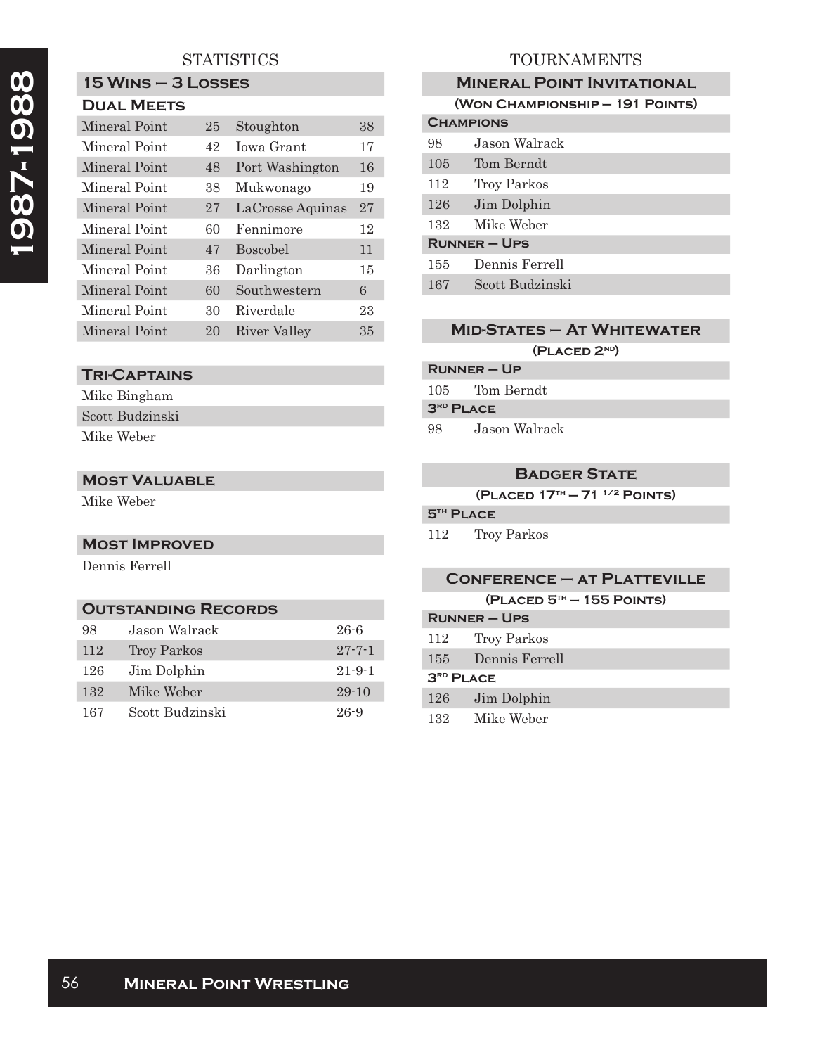# 1987-1988

## STATISTICS

### 15 Wins – 3 Losses

**Dual Meets**

| | | | |
|---|---|---|---|
| Mineral Point | 25 | Stoughton | 38 |
| Mineral Point | 42 | Iowa Grant | 17 |
| Mineral Point | 48 | Port Washington | 16 |
| Mineral Point | 38 | Mukwonago | 19 |
| Mineral Point | 27 | LaCrosse Aquinas | 27 |
| Mineral Point | 60 | Fennimore | 12 |
| Mineral Point | 47 | Boscobel | 11 |
| Mineral Point | 36 | Darlington | 15 |
| Mineral Point | 60 | Southwestern | 6 |
| Mineral Point | 30 | Riverdale | 23 |
| Mineral Point | 20 | River Valley | 35 |

### Tri-Captains

Mike Bingham
Scott Budzinski
Mike Weber

### Most Valuable

Mike Weber

### Most Improved

Dennis Ferrell

### Outstanding Records

| | | |
|---|---|---|
| 98 | Jason Walrack | 26-6 |
| 112 | Troy Parkos | 27-7-1 |
| 126 | Jim Dolphin | 21-9-1 |
| 132 | Mike Weber | 29-10 |
| 167 | Scott Budzinski | 26-9 |

## TOURNAMENTS

### Mineral Point Invitational

**(Won Championship – 191 Points)**

**Champions**

| | |
|---|---|
| 98 | Jason Walrack |
| 105 | Tom Berndt |
| 112 | Troy Parkos |
| 126 | Jim Dolphin |
| 132 | Mike Weber |

**Runner – Ups**

| | |
|---|---|
| 155 | Dennis Ferrell |
| 167 | Scott Budzinski |

### Mid-States – At Whitewater

**(Placed 2nd)**

**Runner – Up**

105 Tom Berndt

**3rd Place**

98 Jason Walrack

### Badger State

**(Placed 17th – 71 1/2 Points)**

**5th Place**

112 Troy Parkos

### Conference – at Platteville

**(Placed 5th – 155 Points)**

**Runner – Ups**

| | |
|---|---|
| 112 | Troy Parkos |
| 155 | Dennis Ferrell |

**3rd Place**

| | |
|---|---|
| 126 | Jim Dolphin |
| 132 | Mike Weber |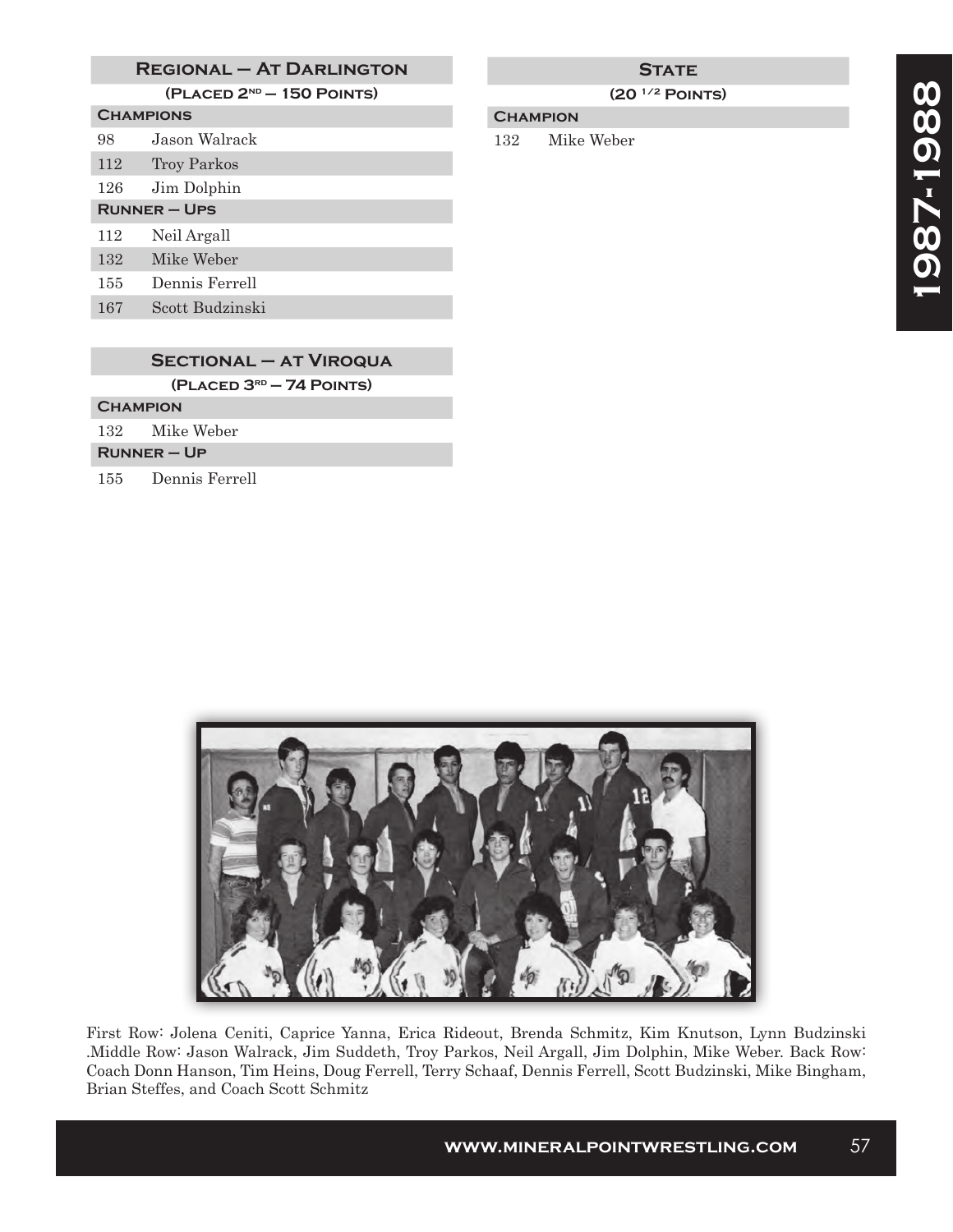## Regional – At Darlington

(Placed 2nd – 150 Points)

**Champions**

| | |
|---|---|
| 98 | Jason Walrack |
| 112 | Troy Parkos |
| 126 | Jim Dolphin |

**Runner – Ups**

| | |
|---|---|
| 112 | Neil Argall |
| 132 | Mike Weber |
| 155 | Dennis Ferrell |
| 167 | Scott Budzinski |

## Sectional – at Viroqua

(Placed 3rd – 74 Points)

**Champion**

| | |
|---|---|
| 132 | Mike Weber |

**Runner – Up**

| | |
|---|---|
| 155 | Dennis Ferrell |

## State

(20 1/2 Points)

**Champion**

| | |
|---|---|
| 132 | Mike Weber |

1987-1988

First Row: Jolena Ceniti, Caprice Yanna, Erica Rideout, Brenda Schmitz, Kim Knutson, Lynn Budzinski .Middle Row: Jason Walrack, Jim Suddeth, Troy Parkos, Neil Argall, Jim Dolphin, Mike Weber. Back Row: Coach Donn Hanson, Tim Heins, Doug Ferrell, Terry Schaaf, Dennis Ferrell, Scott Budzinski, Mike Bingham, Brian Steffes, and Coach Scott Schmitz